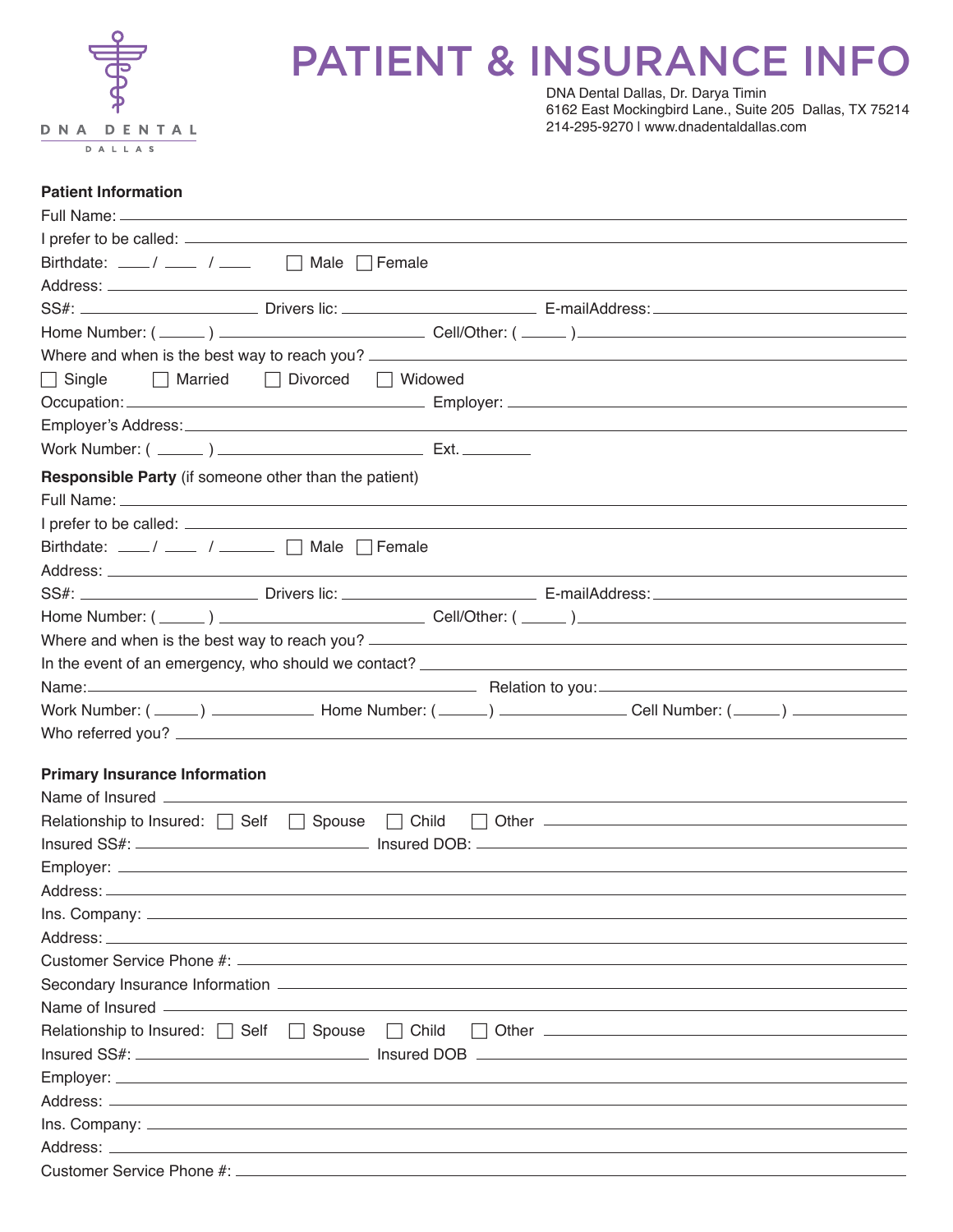DNA DENTAL
DALLAS

# PATIENT & INSURANCE INFO

DNA Dental Dallas, Dr. Darya Timin
6162 East Mockingbird Lane., Suite 205 Dallas, TX 75214
214-295-9270 | www.dnadentaldallas.com

**Patient Information**

Full Name: ______________________________

I prefer to be called: ______________________________

Birthdate: ____ / ____ / ____ ☐ Male ☐ Female

Address: ______________________________

SS#: ____________ Drivers lic: ____________ E-mailAddress: ____________

Home Number: ( _____ ) ____________ Cell/Other: ( _____ ) ____________

Where and when is the best way to reach you? ______________________________

☐ Single ☐ Married ☐ Divorced ☐ Widowed

Occupation: ____________ Employer: ____________

Employer's Address: ______________________________

Work Number: ( _____ ) ____________ Ext. ________

**Responsible Party** (if someone other than the patient)

Full Name: ______________________________

I prefer to be called: ______________________________

Birthdate: ____ / ____ / ____ ☐ Male ☐ Female

Address: ______________________________

SS#: ____________ Drivers lic: ____________ E-mailAddress: ____________

Home Number: ( _____ ) ____________ Cell/Other: ( _____ ) ____________

Where and when is the best way to reach you? ______________________________

In the event of an emergency, who should we contact? ______________________________

Name: ____________ Relation to you: ____________

Work Number: ( _____ ) ________ Home Number: ( _____ ) ________ Cell Number: ( _____ ) ________

Who referred you? ______________________________

**Primary Insurance Information**

Name of Insured ______________________________

Relationship to Insured: ☐ Self ☐ Spouse ☐ Child ☐ Other ____________

Insured SS#: ____________ Insured DOB: ____________

Employer: ______________________________

Address: ______________________________

Ins. Company: ______________________________

Address: ______________________________

Customer Service Phone #: ______________________________

Secondary Insurance Information ______________________________

Name of Insured ______________________________

Relationship to Insured: ☐ Self ☐ Spouse ☐ Child ☐ Other ____________

Insured SS#: ____________ Insured DOB ____________

Employer: ______________________________

Address: ______________________________

Ins. Company: ______________________________

Address: ______________________________

Customer Service Phone #: ______________________________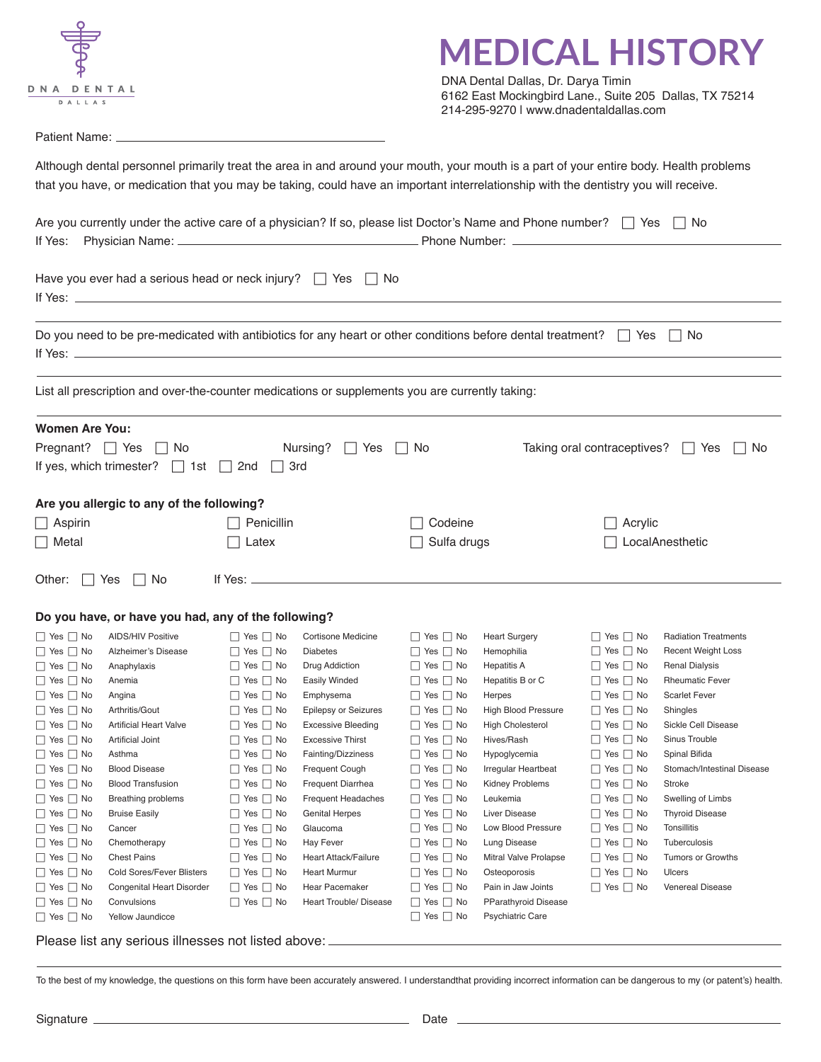DNA DENTAL
DALLAS

# MEDICAL HISTORY

DNA Dental Dallas, Dr. Darya Timin
6162 East Mockingbird Lane., Suite 205 Dallas, TX 75214
214-295-9270 | www.dnadentaldallas.com

Patient Name: ______________________________

Although dental personnel primarily treat the area in and around your mouth, your mouth is a part of your entire body. Health problems that you have, or medication that you may be taking, could have an important interrelationship with the dentistry you will receive.

Are you currently under the active care of a physician? If so, please list Doctor's Name and Phone number? ☐ Yes ☐ No
If Yes: Physician Name: ______________________________ Phone Number: ______________________________

Have you ever had a serious head or neck injury? ☐ Yes ☐ No
If Yes: ______________________________

Do you need to be pre-medicated with antibiotics for any heart or other conditions before dental treatment? ☐ Yes ☐ No
If Yes: ______________________________

List all prescription and over-the-counter medications or supplements you are currently taking:

______________________________

**Women Are You:**

Pregnant? ☐ Yes ☐ No Nursing? ☐ Yes ☐ No Taking oral contraceptives? ☐ Yes ☐ No
If yes, which trimester? ☐ 1st ☐ 2nd ☐ 3rd

**Are you allergic to any of the following?**

| | | | |
|---|---|---|---|
| ☐ Aspirin | ☐ Penicillin | ☐ Codeine | ☐ Acrylic |
| ☐ Metal | ☐ Latex | ☐ Sulfa drugs | ☐ LocalAnesthetic |

Other: ☐ Yes ☐ No If Yes: ______________________________

**Do you have, or have you had, any of the following?**

| | | | | | | | |
|---|---|---|---|---|---|---|---|
| ☐ Yes ☐ No | AIDS/HIV Positive | ☐ Yes ☐ No | Cortisone Medicine | ☐ Yes ☐ No | Heart Surgery | ☐ Yes ☐ No | Radiation Treatments |
| ☐ Yes ☐ No | Alzheimer's Disease | ☐ Yes ☐ No | Diabetes | ☐ Yes ☐ No | Hemophilia | ☐ Yes ☐ No | Recent Weight Loss |
| ☐ Yes ☐ No | Anaphylaxis | ☐ Yes ☐ No | Drug Addiction | ☐ Yes ☐ No | Hepatitis A | ☐ Yes ☐ No | Renal Dialysis |
| ☐ Yes ☐ No | Anemia | ☐ Yes ☐ No | Easily Winded | ☐ Yes ☐ No | Hepatitis B or C | ☐ Yes ☐ No | Rheumatic Fever |
| ☐ Yes ☐ No | Angina | ☐ Yes ☐ No | Emphysema | ☐ Yes ☐ No | Herpes | ☐ Yes ☐ No | Scarlet Fever |
| ☐ Yes ☐ No | Arthritis/Gout | ☐ Yes ☐ No | Epilepsy or Seizures | ☐ Yes ☐ No | High Blood Pressure | ☐ Yes ☐ No | Shingles |
| ☐ Yes ☐ No | Artificial Heart Valve | ☐ Yes ☐ No | Excessive Bleeding | ☐ Yes ☐ No | High Cholesterol | ☐ Yes ☐ No | Sickle Cell Disease |
| ☐ Yes ☐ No | Artificial Joint | ☐ Yes ☐ No | Excessive Thirst | ☐ Yes ☐ No | Hives/Rash | ☐ Yes ☐ No | Sinus Trouble |
| ☐ Yes ☐ No | Asthma | ☐ Yes ☐ No | Fainting/Dizziness | ☐ Yes ☐ No | Hypoglycemia | ☐ Yes ☐ No | Spinal Bifida |
| ☐ Yes ☐ No | Blood Disease | ☐ Yes ☐ No | Frequent Cough | ☐ Yes ☐ No | Irregular Heartbeat | ☐ Yes ☐ No | Stomach/Intestinal Disease |
| ☐ Yes ☐ No | Blood Transfusion | ☐ Yes ☐ No | Frequent Diarrhea | ☐ Yes ☐ No | Kidney Problems | ☐ Yes ☐ No | Stroke |
| ☐ Yes ☐ No | Breathing problems | ☐ Yes ☐ No | Frequent Headaches | ☐ Yes ☐ No | Leukemia | ☐ Yes ☐ No | Swelling of Limbs |
| ☐ Yes ☐ No | Bruise Easily | ☐ Yes ☐ No | Genital Herpes | ☐ Yes ☐ No | Liver Disease | ☐ Yes ☐ No | Thyroid Disease |
| ☐ Yes ☐ No | Cancer | ☐ Yes ☐ No | Glaucoma | ☐ Yes ☐ No | Low Blood Pressure | ☐ Yes ☐ No | Tonsillitis |
| ☐ Yes ☐ No | Chemotherapy | ☐ Yes ☐ No | Hay Fever | ☐ Yes ☐ No | Lung Disease | ☐ Yes ☐ No | Tuberculosis |
| ☐ Yes ☐ No | Chest Pains | ☐ Yes ☐ No | Heart Attack/Failure | ☐ Yes ☐ No | Mitral Valve Prolapse | ☐ Yes ☐ No | Tumors or Growths |
| ☐ Yes ☐ No | Cold Sores/Fever Blisters | ☐ Yes ☐ No | Heart Murmur | ☐ Yes ☐ No | Osteoporosis | ☐ Yes ☐ No | Ulcers |
| ☐ Yes ☐ No | Congenital Heart Disorder | ☐ Yes ☐ No | Hear Pacemaker | ☐ Yes ☐ No | Pain in Jaw Joints | ☐ Yes ☐ No | Venereal Disease |
| ☐ Yes ☐ No | Convulsions | ☐ Yes ☐ No | Heart Trouble/ Disease | ☐ Yes ☐ No | PParathyroid Disease | | |
| ☐ Yes ☐ No | Yellow Jaundicce | | | ☐ Yes ☐ No | Psychiatric Care | | |

Please list any serious illnesses not listed above: ______________________________

______________________________

To the best of my knowledge, the questions on this form have been accurately answered. I understandthat providing incorrect information can be dangerous to my (or patent's) health.

Signature ______________________________ Date ______________________________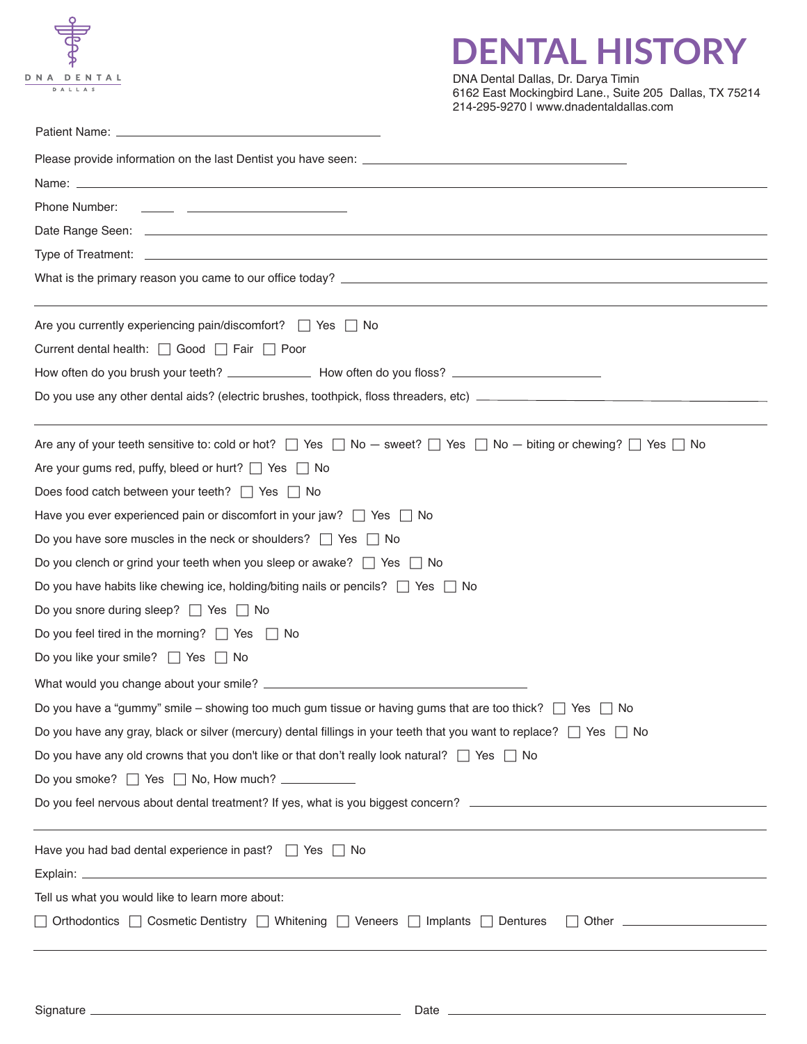DNA DENTAL
DALLAS

# DENTAL HISTORY

DNA Dental Dallas, Dr. Darya Timin
6162 East Mockingbird Lane., Suite 205 Dallas, TX 75214
214-295-9270 l www.dnadentaldallas.com

Patient Name: ______________________________

Please provide information on the last Dentist you have seen: ______________________________

Name: ______________________________

Phone Number: _____ ______________________________

Date Range Seen: ______________________________

Type of Treatment: ______________________________

What is the primary reason you came to our office today? ______________________________

---

Are you currently experiencing pain/discomfort? ☐ Yes ☐ No

Current dental health: ☐ Good ☐ Fair ☐ Poor

How often do you brush your teeth? ____________ How often do you floss? ____________

Do you use any other dental aids? (electric brushes, toothpick, floss threaders, etc) ______________________________

---

Are any of your teeth sensitive to: cold or hot? ☐ Yes ☐ No — sweet? ☐ Yes ☐ No — biting or chewing? ☐ Yes ☐ No

Are your gums red, puffy, bleed or hurt? ☐ Yes ☐ No

Does food catch between your teeth? ☐ Yes ☐ No

Have you ever experienced pain or discomfort in your jaw? ☐ Yes ☐ No

Do you have sore muscles in the neck or shoulders? ☐ Yes ☐ No

Do you clench or grind your teeth when you sleep or awake? ☐ Yes ☐ No

Do you have habits like chewing ice, holding/biting nails or pencils? ☐ Yes ☐ No

Do you snore during sleep? ☐ Yes ☐ No

Do you feel tired in the morning? ☐ Yes ☐ No

Do you like your smile? ☐ Yes ☐ No

What would you change about your smile? ______________________________

Do you have a "gummy" smile – showing too much gum tissue or having gums that are too thick? ☐ Yes ☐ No

Do you have any gray, black or silver (mercury) dental fillings in your teeth that you want to replace? ☐ Yes ☐ No

Do you have any old crowns that you don't like or that don't really look natural? ☐ Yes ☐ No

Do you smoke? ☐ Yes ☐ No, How much? ____________

Do you feel nervous about dental treatment? If yes, what is you biggest concern? ______________________________

---

Have you had bad dental experience in past? ☐ Yes ☐ No

Explain: ______________________________

Tell us what you would like to learn more about:

☐ Orthodontics ☐ Cosmetic Dentistry ☐ Whitening ☐ Veneers ☐ Implants ☐ Dentures ☐ Other ____________

---

Signature ______________________________ Date ______________________________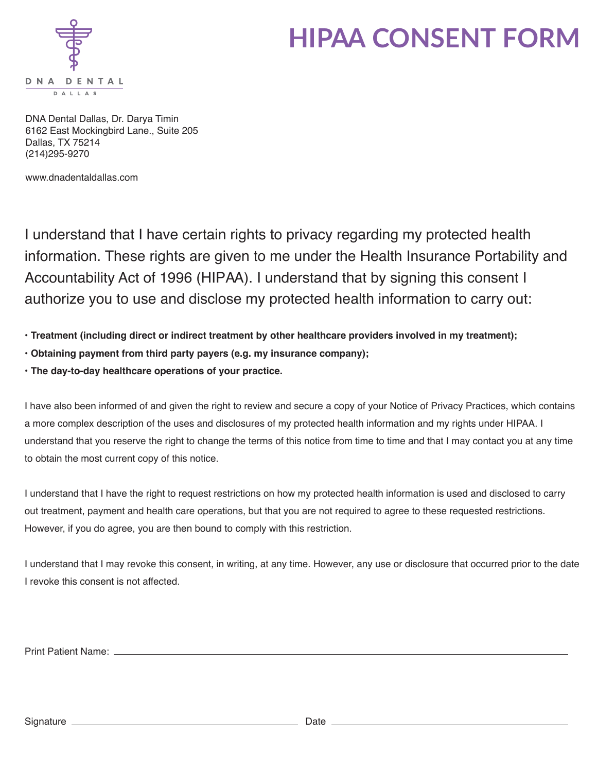# HIPAA CONSENT FORM

DNA DENTAL
DALLAS

DNA Dental Dallas, Dr. Darya Timin
6162 East Mockingbird Lane., Suite 205
Dallas, TX 75214
(214)295-9270

www.dnadentaldallas.com

I understand that I have certain rights to privacy regarding my protected health information. These rights are given to me under the Health Insurance Portability and Accountability Act of 1996 (HIPAA). I understand that by signing this consent I authorize you to use and disclose my protected health information to carry out:

- **Treatment (including direct or indirect treatment by other healthcare providers involved in my treatment);**
- **Obtaining payment from third party payers (e.g. my insurance company);**
- **The day-to-day healthcare operations of your practice.**

I have also been informed of and given the right to review and secure a copy of your Notice of Privacy Practices, which contains a more complex description of the uses and disclosures of my protected health information and my rights under HIPAA. I understand that you reserve the right to change the terms of this notice from time to time and that I may contact you at any time to obtain the most current copy of this notice.

I understand that I have the right to request restrictions on how my protected health information is used and disclosed to carry out treatment, payment and health care operations, but that you are not required to agree to these requested restrictions. However, if you do agree, you are then bound to comply with this restriction.

I understand that I may revoke this consent, in writing, at any time. However, any use or disclosure that occurred prior to the date I revoke this consent is not affected.

Print Patient Name: ______________________________

Signature ______________________________ Date ______________________________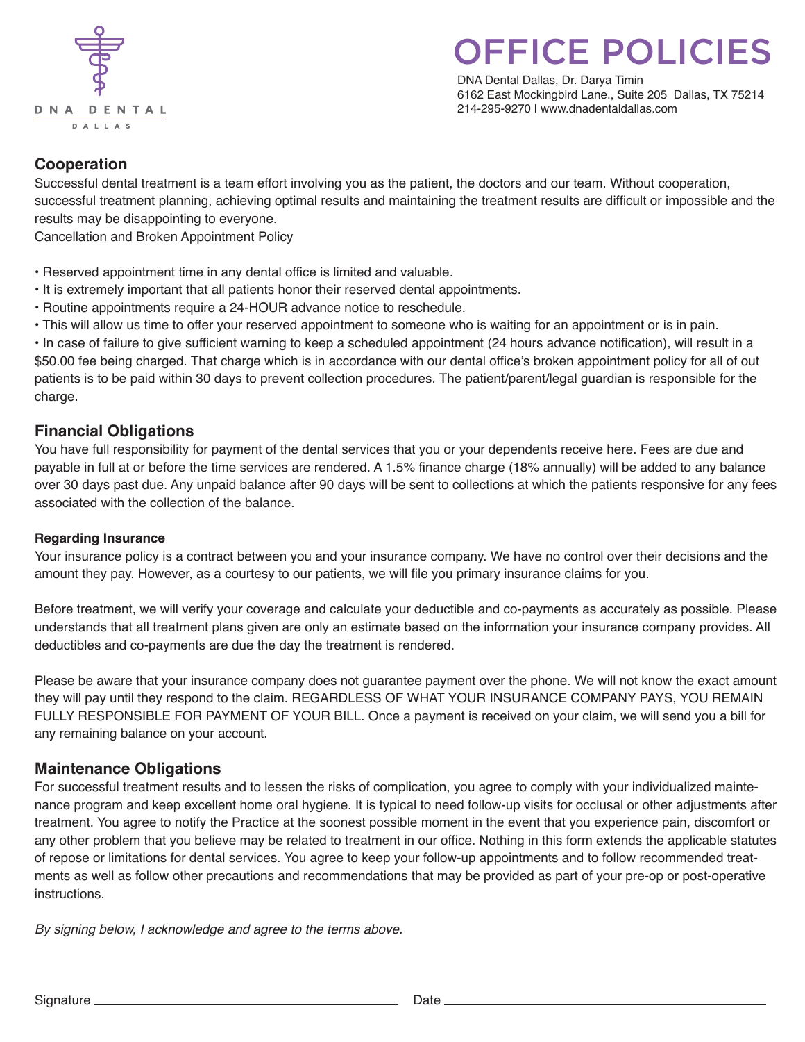DNA DENTAL
DALLAS

# OFFICE POLICIES

DNA Dental Dallas, Dr. Darya Timin
6162 East Mockingbird Lane., Suite 205 Dallas, TX 75214
214-295-9270 | www.dnadentaldallas.com

## Cooperation

Successful dental treatment is a team effort involving you as the patient, the doctors and our team. Without cooperation, successful treatment planning, achieving optimal results and maintaining the treatment results are difficult or impossible and the results may be disappointing to everyone.

Cancellation and Broken Appointment Policy

- Reserved appointment time in any dental office is limited and valuable.
- It is extremely important that all patients honor their reserved dental appointments.
- Routine appointments require a 24-HOUR advance notice to reschedule.
- This will allow us time to offer your reserved appointment to someone who is waiting for an appointment or is in pain.
- In case of failure to give sufficient warning to keep a scheduled appointment (24 hours advance notification), will result in a $50.00 fee being charged. That charge which is in accordance with our dental office's broken appointment policy for all of out patients is to be paid within 30 days to prevent collection procedures. The patient/parent/legal guardian is responsible for the charge.

## Financial Obligations

You have full responsibility for payment of the dental services that you or your dependents receive here. Fees are due and payable in full at or before the time services are rendered. A 1.5% finance charge (18% annually) will be added to any balance over 30 days past due. Any unpaid balance after 90 days will be sent to collections at which the patients responsive for any fees associated with the collection of the balance.

### Regarding Insurance

Your insurance policy is a contract between you and your insurance company. We have no control over their decisions and the amount they pay. However, as a courtesy to our patients, we will file you primary insurance claims for you.

Before treatment, we will verify your coverage and calculate your deductible and co-payments as accurately as possible. Please understands that all treatment plans given are only an estimate based on the information your insurance company provides. All deductibles and co-payments are due the day the treatment is rendered.

Please be aware that your insurance company does not guarantee payment over the phone. We will not know the exact amount they will pay until they respond to the claim. REGARDLESS OF WHAT YOUR INSURANCE COMPANY PAYS, YOU REMAIN FULLY RESPONSIBLE FOR PAYMENT OF YOUR BILL. Once a payment is received on your claim, we will send you a bill for any remaining balance on your account.

## Maintenance Obligations

For successful treatment results and to lessen the risks of complication, you agree to comply with your individualized maintenance program and keep excellent home oral hygiene. It is typical to need follow-up visits for occlusal or other adjustments after treatment. You agree to notify the Practice at the soonest possible moment in the event that you experience pain, discomfort or any other problem that you believe may be related to treatment in our office. Nothing in this form extends the applicable statutes of repose or limitations for dental services. You agree to keep your follow-up appointments and to follow recommended treatments as well as follow other precautions and recommendations that may be provided as part of your pre-op or post-operative instructions.

*By signing below, I acknowledge and agree to the terms above.*

Signature ______________________ Date ______________________